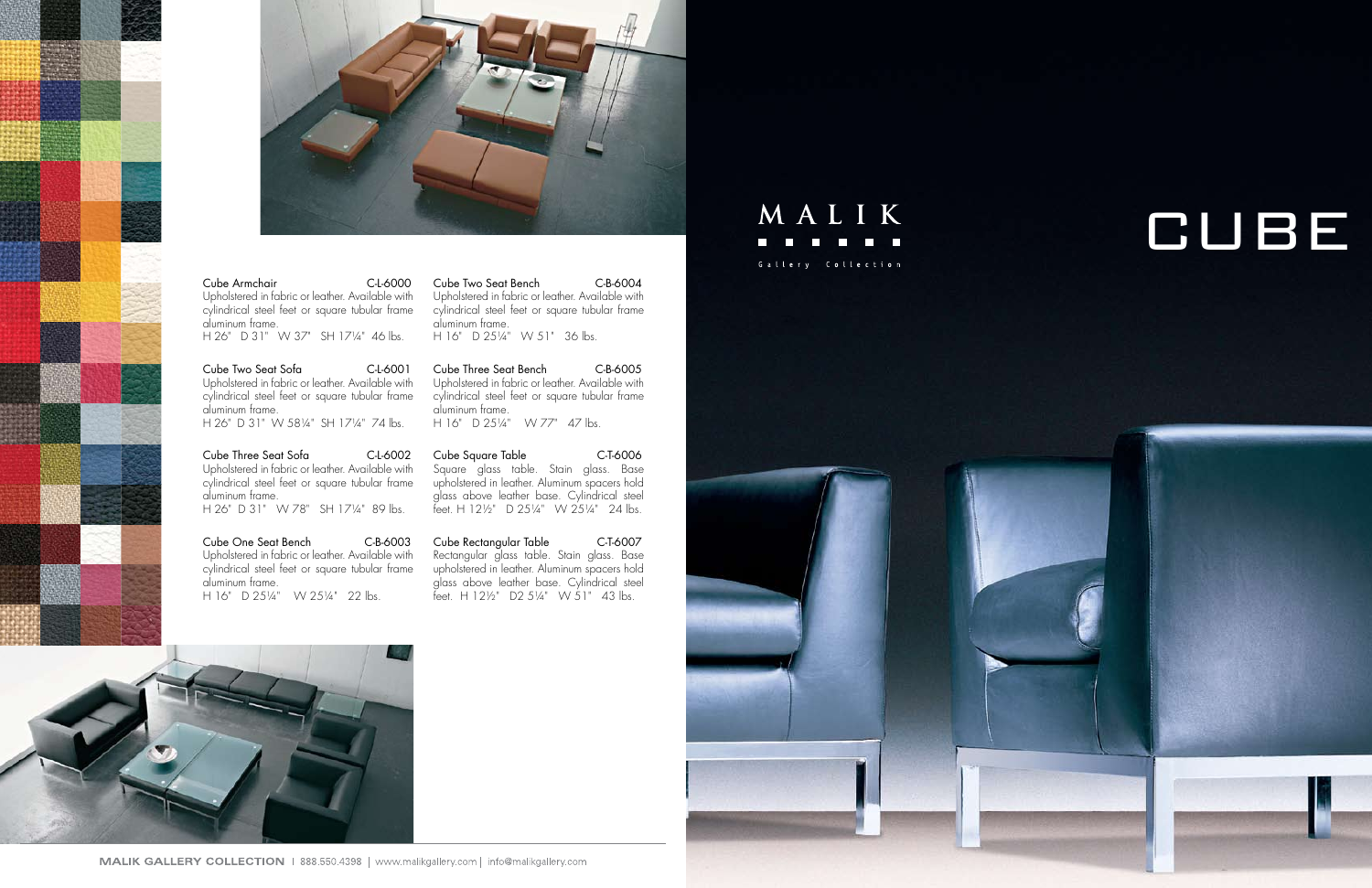# MALIK

Gallery Collection

# CUBE

**Cube Armchair** C-L-6000
Upholstered in fabric or leather. Available with cylindrical steel feet or square tubular frame aluminum frame.
H 26" D 31" W 37" SH 17¼" 46 lbs.

**Cube Two Seat Sofa** C-L-6001
Upholstered in fabric or leather. Available with cylindrical steel feet or square tubular frame aluminum frame.
H 26" D 31" W 58¼" SH 17¼" 74 lbs.

**Cube Three Seat Sofa** C-L-6002
Upholstered in fabric or leather. Available with cylindrical steel feet or square tubular frame aluminum frame.
H 26" D 31" W 78" SH 17¼" 89 lbs.

**Cube One Seat Bench** C-B-6003
Upholstered in fabric or leather. Available with cylindrical steel feet or square tubular frame aluminum frame.
H 16" D 25¼" W 25¼" 22 lbs.

**Cube Two Seat Bench** C-B-6004
Upholstered in fabric or leather. Available with cylindrical steel feet or square tubular frame aluminum frame.
H 16" D 25¼" W 51" 36 lbs.

**Cube Three Seat Bench** C-B-6005
Upholstered in fabric or leather. Available with cylindrical steel feet or square tubular frame aluminum frame.
H 16" D 25¼" W 77" 47 lbs.

**Cube Square Table** C-T-6006
Square glass table. Stain glass. Base upholstered in leather. Aluminum spacers hold glass above leather base. Cylindrical steel feet. H 12½" D 25¼" W 25¼" 24 lbs.

**Cube Rectangular Table** C-T-6007
Rectangular glass table. Stain glass. Base upholstered in leather. Aluminum spacers hold glass above leather base. Cylindrical steel feet. H 12½" D2 5¼" W 51" 43 lbs.

MALIK GALLERY COLLECTION | 888.550.4398 | www.malikgallery.com | info@malikgallery.com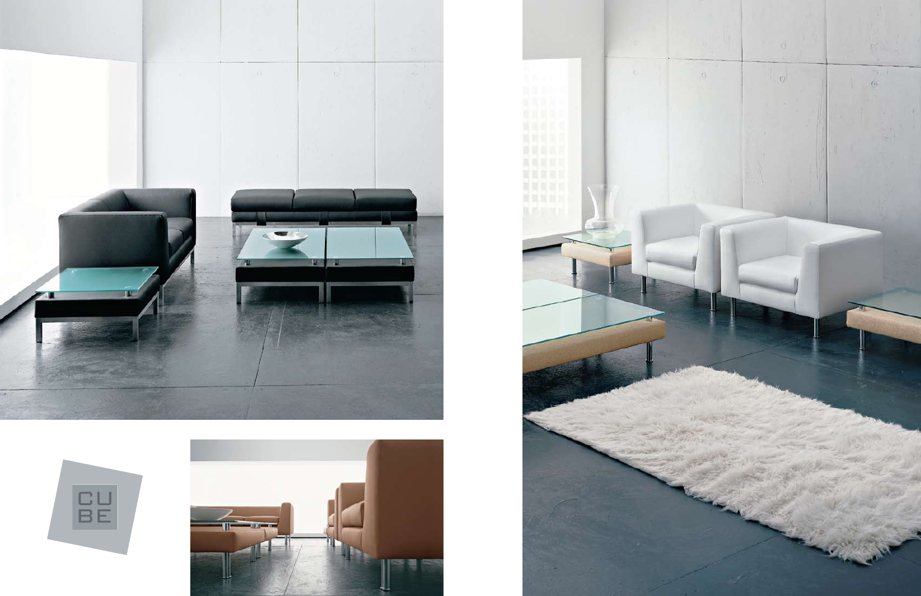CU
BE